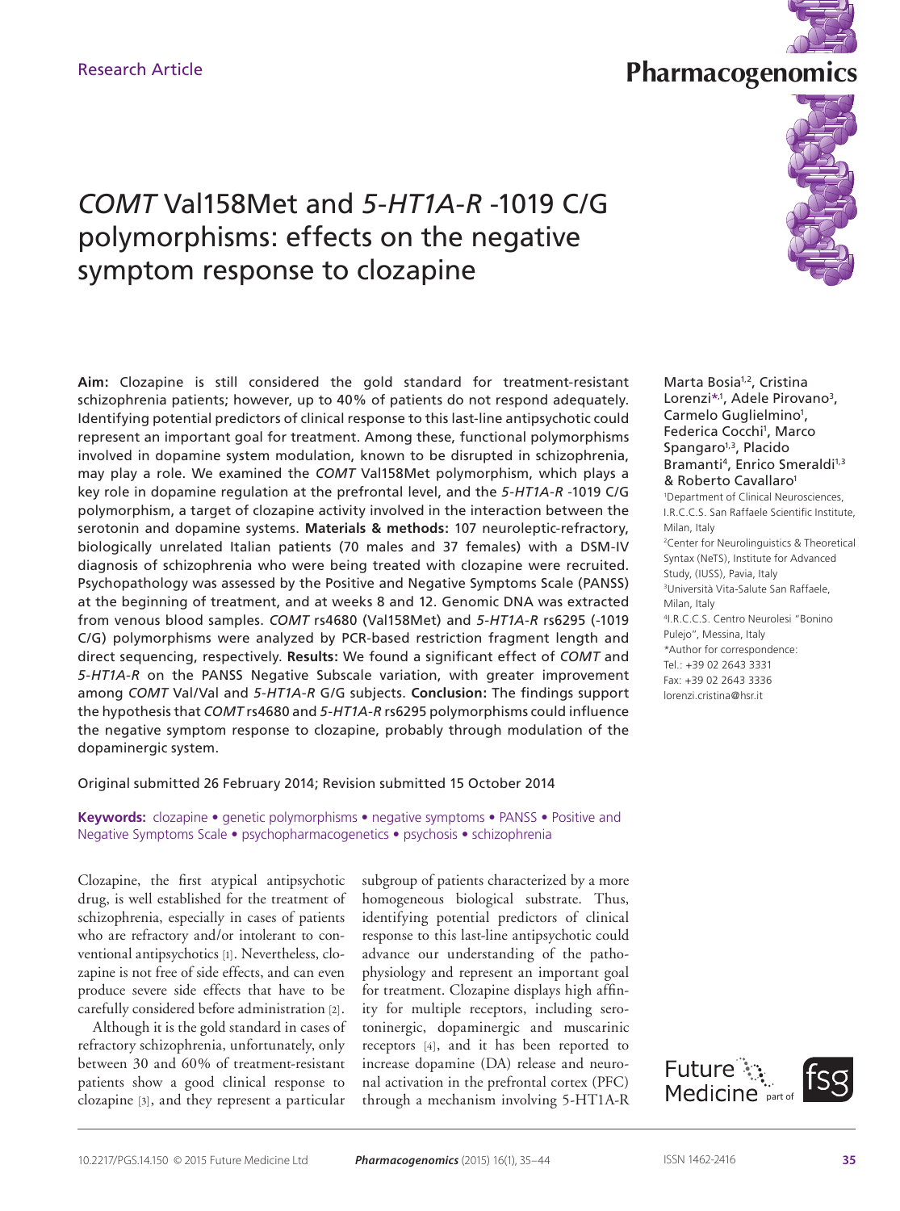Research Article

# *COMT* Val158Met and *5-HT1A-R* -1019 C/G polymorphisms: effects on the negative symptom response to clozapine

Marta Bosia[1,2], Cristina Lorenzi*[1], Adele Pirovano[3], Carmelo Guglielmino[1], Federica Cocchi[1], Marco Spangaro[1,3], Placido Bramanti[4], Enrico Smeraldi[1,3] & Roberto Cavallaro[1]

[1]Department of Clinical Neurosciences, I.R.C.C.S. San Raffaele Scientific Institute, Milan, Italy

[2]Center for Neurolinguistics & Theoretical Syntax (NeTS), Institute for Advanced Study, (IUSS), Pavia, Italy

[3]Università Vita-Salute San Raffaele, Milan, Italy

[4]I.R.C.C.S. Centro Neurolesi "Bonino Pulejo", Messina, Italy

*Author for correspondence:
Tel.: +39 02 2643 3331
Fax: +39 02 2643 3336
lorenzi.cristina@hsr.it

**Aim:** Clozapine is still considered the gold standard for treatment-resistant schizophrenia patients; however, up to 40% of patients do not respond adequately. Identifying potential predictors of clinical response to this last-line antipsychotic could represent an important goal for treatment. Among these, functional polymorphisms involved in dopamine system modulation, known to be disrupted in schizophrenia, may play a role. We examined the *COMT* Val158Met polymorphism, which plays a key role in dopamine regulation at the prefrontal level, and the *5-HT1A-R* -1019 C/G polymorphism, a target of clozapine activity involved in the interaction between the serotonin and dopamine systems. **Materials & methods:** 107 neuroleptic-refractory, biologically unrelated Italian patients (70 males and 37 females) with a DSM-IV diagnosis of schizophrenia who were being treated with clozapine were recruited. Psychopathology was assessed by the Positive and Negative Symptoms Scale (PANSS) at the beginning of treatment, and at weeks 8 and 12. Genomic DNA was extracted from venous blood samples. *COMT* rs4680 (Val158Met) and *5-HT1A-R* rs6295 (-1019 C/G) polymorphisms were analyzed by PCR-based restriction fragment length and direct sequencing, respectively. **Results:** We found a significant effect of *COMT* and *5-HT1A-R* on the PANSS Negative Subscale variation, with greater improvement among *COMT* Val/Val and *5-HT1A-R* G/G subjects. **Conclusion:** The findings support the hypothesis that *COMT* rs4680 and *5-HT1A-R* rs6295 polymorphisms could influence the negative symptom response to clozapine, probably through modulation of the dopaminergic system.

Original submitted 26 February 2014; Revision submitted 15 October 2014

**Keywords:** clozapine • genetic polymorphisms • negative symptoms • PANSS • Positive and Negative Symptoms Scale • psychopharmacogenetics • psychosis • schizophrenia

Clozapine, the first atypical antipsychotic drug, is well established for the treatment of schizophrenia, especially in cases of patients who are refractory and/or intolerant to conventional antipsychotics [1]. Nevertheless, clozapine is not free of side effects, and can even produce severe side effects that have to be carefully considered before administration [2].

Although it is the gold standard in cases of refractory schizophrenia, unfortunately, only between 30 and 60% of treatment-resistant patients show a good clinical response to clozapine [3], and they represent a particular subgroup of patients characterized by a more homogeneous biological substrate. Thus, identifying potential predictors of clinical response to this last-line antipsychotic could advance our understanding of the pathophysiology and represent an important goal for treatment. Clozapine displays high affinity for multiple receptors, including serotoninergic, dopaminergic and muscarinic receptors [4], and it has been reported to increase dopamine (DA) release and neuronal activation in the prefrontal cortex (PFC) through a mechanism involving 5-HT1A-R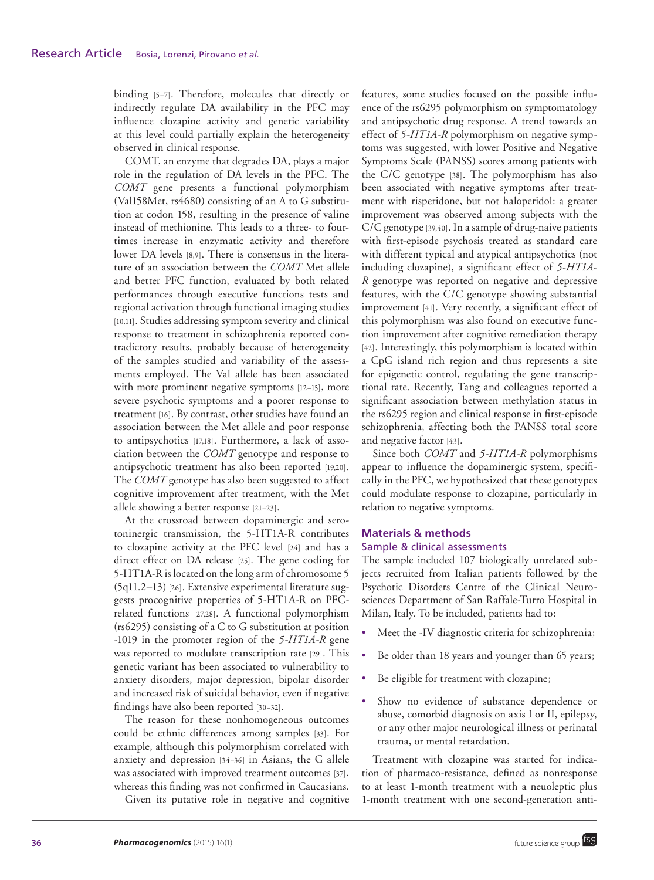binding [5–7]. Therefore, molecules that directly or indirectly regulate DA availability in the PFC may influence clozapine activity and genetic variability at this level could partially explain the heterogeneity observed in clinical response.

COMT, an enzyme that degrades DA, plays a major role in the regulation of DA levels in the PFC. The *COMT* gene presents a functional polymorphism (Val158Met, rs4680) consisting of an A to G substitution at codon 158, resulting in the presence of valine instead of methionine. This leads to a three- to four-times increase in enzymatic activity and therefore lower DA levels [8,9]. There is consensus in the literature of an association between the *COMT* Met allele and better PFC function, evaluated by both related performances through executive functions tests and regional activation through functional imaging studies [10,11]. Studies addressing symptom severity and clinical response to treatment in schizophrenia reported contradictory results, probably because of heterogeneity of the samples studied and variability of the assessments employed. The Val allele has been associated with more prominent negative symptoms [12–15], more severe psychotic symptoms and a poorer response to treatment [16]. By contrast, other studies have found an association between the Met allele and poor response to antipsychotics [17,18]. Furthermore, a lack of association between the *COMT* genotype and response to antipsychotic treatment has also been reported [19,20]. The *COMT* genotype has also been suggested to affect cognitive improvement after treatment, with the Met allele showing a better response [21–23].

At the crossroad between dopaminergic and serotoninergic transmission, the 5-HT1A-R contributes to clozapine activity at the PFC level [24] and has a direct effect on DA release [25]. The gene coding for 5-HT1A-R is located on the long arm of chromosome 5 (5q11.2–13) [26]. Extensive experimental literature suggests procognitive properties of 5-HT1A-R on PFC-related functions [27,28]. A functional polymorphism (rs6295) consisting of a C to G substitution at position -1019 in the promoter region of the *5-HT1A-R* gene was reported to modulate transcription rate [29]. This genetic variant has been associated to vulnerability to anxiety disorders, major depression, bipolar disorder and increased risk of suicidal behavior, even if negative findings have also been reported [30–32].

The reason for these nonhomogeneous outcomes could be ethnic differences among samples [33]. For example, although this polymorphism correlated with anxiety and depression [34–36] in Asians, the G allele was associated with improved treatment outcomes [37], whereas this finding was not confirmed in Caucasians.

Given its putative role in negative and cognitive features, some studies focused on the possible influence of the rs6295 polymorphism on symptomatology and antipsychotic drug response. A trend towards an effect of *5-HT1A-R* polymorphism on negative symptoms was suggested, with lower Positive and Negative Symptoms Scale (PANSS) scores among patients with the C/C genotype [38]. The polymorphism has also been associated with negative symptoms after treatment with risperidone, but not haloperidol: a greater improvement was observed among subjects with the C/C genotype [39,40]. In a sample of drug-naive patients with first-episode psychosis treated as standard care with different typical and atypical antipsychotics (not including clozapine), a significant effect of *5-HT1A-R* genotype was reported on negative and depressive features, with the C/C genotype showing substantial improvement [41]. Very recently, a significant effect of this polymorphism was also found on executive function improvement after cognitive remediation therapy [42]. Interestingly, this polymorphism is located within a CpG island rich region and thus represents a site for epigenetic control, regulating the gene transcriptional rate. Recently, Tang and colleagues reported a significant association between methylation status in the rs6295 region and clinical response in first-episode schizophrenia, affecting both the PANSS total score and negative factor [43].

Since both *COMT* and *5-HT1A-R* polymorphisms appear to influence the dopaminergic system, specifically in the PFC, we hypothesized that these genotypes could modulate response to clozapine, particularly in relation to negative symptoms.

## Materials & methods

### Sample & clinical assessments

The sample included 107 biologically unrelated subjects recruited from Italian patients followed by the Psychotic Disorders Centre of the Clinical Neurosciences Department of San Raffale-Turro Hospital in Milan, Italy. To be included, patients had to:

- Meet the -IV diagnostic criteria for schizophrenia;
- Be older than 18 years and younger than 65 years;
- Be eligible for treatment with clozapine;
- Show no evidence of substance dependence or abuse, comorbid diagnosis on axis I or II, epilepsy, or any other major neurological illness or perinatal trauma, or mental retardation.

Treatment with clozapine was started for indication of pharmaco-resistance, defined as nonresponse to at least 1-month treatment with a neuoleptic plus 1-month treatment with one second-generation anti-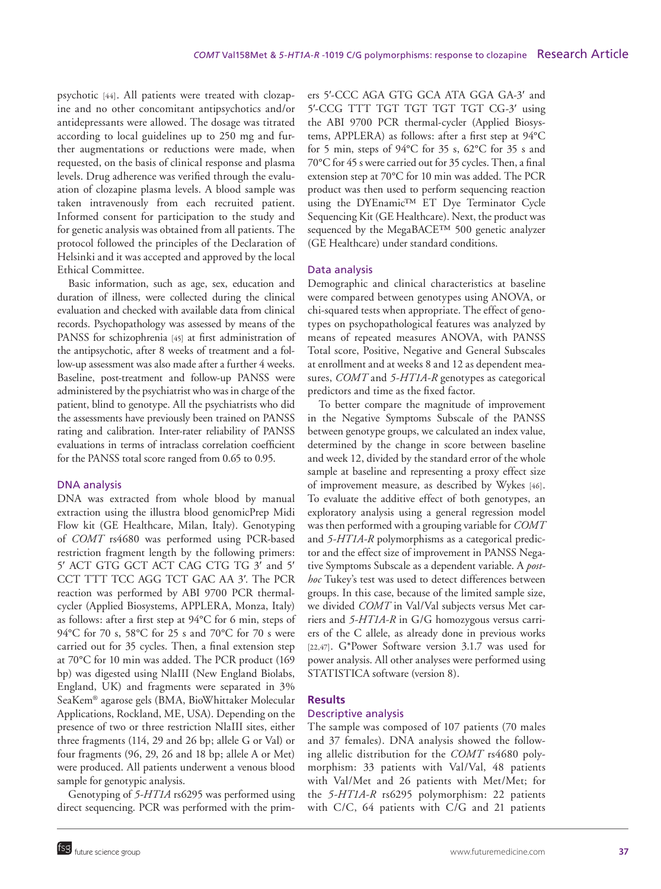psychotic [44]. All patients were treated with clozapine and no other concomitant antipsychotics and/or antidepressants were allowed. The dosage was titrated according to local guidelines up to 250 mg and further augmentations or reductions were made, when requested, on the basis of clinical response and plasma levels. Drug adherence was verified through the evaluation of clozapine plasma levels. A blood sample was taken intravenously from each recruited patient. Informed consent for participation to the study and for genetic analysis was obtained from all patients. The protocol followed the principles of the Declaration of Helsinki and it was accepted and approved by the local Ethical Committee.

Basic information, such as age, sex, education and duration of illness, were collected during the clinical evaluation and checked with available data from clinical records. Psychopathology was assessed by means of the PANSS for schizophrenia [45] at first administration of the antipsychotic, after 8 weeks of treatment and a follow-up assessment was also made after a further 4 weeks. Baseline, post-treatment and follow-up PANSS were administered by the psychiatrist who was in charge of the patient, blind to genotype. All the psychiatrists who did the assessments have previously been trained on PANSS rating and calibration. Inter-rater reliability of PANSS evaluations in terms of intraclass correlation coefficient for the PANSS total score ranged from 0.65 to 0.95.

### DNA analysis

DNA was extracted from whole blood by manual extraction using the illustra blood genomicPrep Midi Flow kit (GE Healthcare, Milan, Italy). Genotyping of *COMT* rs4680 was performed using PCR-based restriction fragment length by the following primers: 5′ ACT GTG GCT ACT CAG CTG TG 3′ and 5′ CCT TTT TCC AGG TCT GAC AA 3′. The PCR reaction was performed by ABI 9700 PCR thermal-cycler (Applied Biosystems, APPLERA, Monza, Italy) as follows: after a first step at 94°C for 6 min, steps of 94°C for 70 s, 58°C for 25 s and 70°C for 70 s were carried out for 35 cycles. Then, a final extension step at 70°C for 10 min was added. The PCR product (169 bp) was digested using NlaIII (New England Biolabs, England, UK) and fragments were separated in 3% SeaKem® agarose gels (BMA, BioWhittaker Molecular Applications, Rockland, ME, USA). Depending on the presence of two or three restriction NlaIII sites, either three fragments (114, 29 and 26 bp; allele G or Val) or four fragments (96, 29, 26 and 18 bp; allele A or Met) were produced. All patients underwent a venous blood sample for genotypic analysis.

Genotyping of *5-HT1A* rs6295 was performed using direct sequencing. PCR was performed with the primers 5′-CCC AGA GTG GCA ATA GGA GA-3′ and 5′-CCG TTT TGT TGT TGT TGT CG-3′ using the ABI 9700 PCR thermal-cycler (Applied Biosystems, APPLERA) as follows: after a first step at 94°C for 5 min, steps of 94°C for 35 s, 62°C for 35 s and 70°C for 45 s were carried out for 35 cycles. Then, a final extension step at 70°C for 10 min was added. The PCR product was then used to perform sequencing reaction using the DYEnamic™ ET Dye Terminator Cycle Sequencing Kit (GE Healthcare). Next, the product was sequenced by the MegaBACE™ 500 genetic analyzer (GE Healthcare) under standard conditions.

### Data analysis

Demographic and clinical characteristics at baseline were compared between genotypes using ANOVA, or chi-squared tests when appropriate. The effect of genotypes on psychopathological features was analyzed by means of repeated measures ANOVA, with PANSS Total score, Positive, Negative and General Subscales at enrollment and at weeks 8 and 12 as dependent measures, *COMT* and *5-HT1A-R* genotypes as categorical predictors and time as the fixed factor.

To better compare the magnitude of improvement in the Negative Symptoms Subscale of the PANSS between genotype groups, we calculated an index value, determined by the change in score between baseline and week 12, divided by the standard error of the whole sample at baseline and representing a proxy effect size of improvement measure, as described by Wykes [46]. To evaluate the additive effect of both genotypes, an exploratory analysis using a general regression model was then performed with a grouping variable for *COMT* and *5-HT1A-R* polymorphisms as a categorical predictor and the effect size of improvement in PANSS Negative Symptoms Subscale as a dependent variable. A *post-hoc* Tukey's test was used to detect differences between groups. In this case, because of the limited sample size, we divided *COMT* in Val/Val subjects versus Met carriers and *5-HT1A-R* in G/G homozygous versus carriers of the C allele, as already done in previous works [22,47]. G*Power Software version 3.1.7 was used for power analysis. All other analyses were performed using STATISTICA software (version 8).

## Results

### Descriptive analysis

The sample was composed of 107 patients (70 males and 37 females). DNA analysis showed the following allelic distribution for the *COMT* rs4680 polymorphism: 33 patients with Val/Val, 48 patients with Val/Met and 26 patients with Met/Met; for the *5-HT1A-R* rs6295 polymorphism: 22 patients with C/C, 64 patients with C/G and 21 patients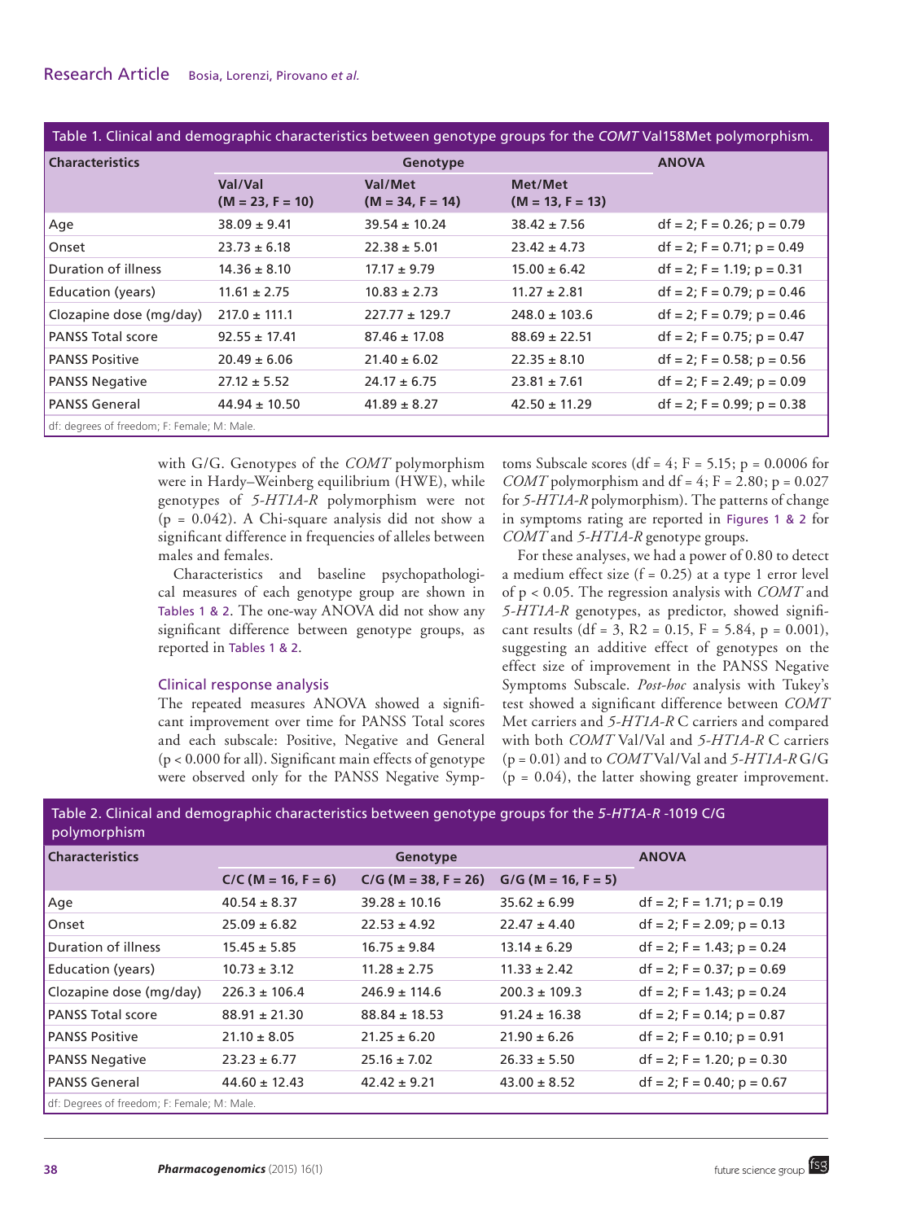Table 1. Clinical and demographic characteristics between genotype groups for the *COMT* Val158Met polymorphism.

| Characteristics | Genotype | | | ANOVA |
|---|---|---|---|---|
| | Val/Val (M = 23, F = 10) | Val/Met (M = 34, F = 14) | Met/Met (M = 13, F = 13) | |
| Age | 38.09 ± 9.41 | 39.54 ± 10.24 | 38.42 ± 7.56 | df = 2; F = 0.26; p = 0.79 |
| Onset | 23.73 ± 6.18 | 22.38 ± 5.01 | 23.42 ± 4.73 | df = 2; F = 0.71; p = 0.49 |
| Duration of illness | 14.36 ± 8.10 | 17.17 ± 9.79 | 15.00 ± 6.42 | df = 2; F = 1.19; p = 0.31 |
| Education (years) | 11.61 ± 2.75 | 10.83 ± 2.73 | 11.27 ± 2.81 | df = 2; F = 0.79; p = 0.46 |
| Clozapine dose (mg/day) | 217.0 ± 111.1 | 227.77 ± 129.7 | 248.0 ± 103.6 | df = 2; F = 0.79; p = 0.46 |
| PANSS Total score | 92.55 ± 17.41 | 87.46 ± 17.08 | 88.69 ± 22.51 | df = 2; F = 0.75; p = 0.47 |
| PANSS Positive | 20.49 ± 6.06 | 21.40 ± 6.02 | 22.35 ± 8.10 | df = 2; F = 0.58; p = 0.56 |
| PANSS Negative | 27.12 ± 5.52 | 24.17 ± 6.75 | 23.81 ± 7.61 | df = 2; F = 2.49; p = 0.09 |
| PANSS General | 44.94 ± 10.50 | 41.89 ± 8.27 | 42.50 ± 11.29 | df = 2; F = 0.99; p = 0.38 |

df: degrees of freedom; F: Female; M: Male.

with G/G. Genotypes of the *COMT* polymorphism were in Hardy–Weinberg equilibrium (HWE), while genotypes of *5-HT1A-R* polymorphism were not (p = 0.042). A Chi-square analysis did not show a significant difference in frequencies of alleles between males and females.

Characteristics and baseline psychopathological measures of each genotype group are shown in Tables 1 & 2. The one-way ANOVA did not show any significant difference between genotype groups, as reported in Tables 1 & 2.

### Clinical response analysis

The repeated measures ANOVA showed a significant improvement over time for PANSS Total scores and each subscale: Positive, Negative and General ($p < 0.000$ for all). Significant main effects of genotype were observed only for the PANSS Negative Symptoms Subscale scores (df = 4; F = 5.15; p = 0.0006 for *COMT* polymorphism and df = 4; F = 2.80; p = 0.027 for *5-HT1A-R* polymorphism). The patterns of change in symptoms rating are reported in Figures 1 & 2 for *COMT* and *5-HT1A-R* genotype groups.

For these analyses, we had a power of 0.80 to detect a medium effect size (f = 0.25) at a type 1 error level of $p < 0.05$. The regression analysis with *COMT* and *5-HT1A-R* genotypes, as predictor, showed significant results (df = 3, $R^2$ = 0.15, F = 5.84, p = 0.001), suggesting an additive effect of genotypes on the effect size of improvement in the PANSS Negative Symptoms Subscale. *Post-hoc* analysis with Tukey's test showed a significant difference between *COMT* Met carriers and *5-HT1A-R* C carriers and compared with both *COMT* Val/Val and *5-HT1A-R* C carriers (p = 0.01) and to *COMT* Val/Val and *5-HT1A-R* G/G (p = 0.04), the latter showing greater improvement.

Table 2. Clinical and demographic characteristics between genotype groups for the *5-HT1A-R* -1019 C/G polymorphism

| Characteristics | Genotype | | | ANOVA |
|---|---|---|---|---|
| | C/C (M = 16, F = 6) | C/G (M = 38, F = 26) | G/G (M = 16, F = 5) | |
| Age | 40.54 ± 8.37 | 39.28 ± 10.16 | 35.62 ± 6.99 | df = 2; F = 1.71; p = 0.19 |
| Onset | 25.09 ± 6.82 | 22.53 ± 4.92 | 22.47 ± 4.40 | df = 2; F = 2.09; p = 0.13 |
| Duration of illness | 15.45 ± 5.85 | 16.75 ± 9.84 | 13.14 ± 6.29 | df = 2; F = 1.43; p = 0.24 |
| Education (years) | 10.73 ± 3.12 | 11.28 ± 2.75 | 11.33 ± 2.42 | df = 2; F = 0.37; p = 0.69 |
| Clozapine dose (mg/day) | 226.3 ± 106.4 | 246.9 ± 114.6 | 200.3 ± 109.3 | df = 2; F = 1.43; p = 0.24 |
| PANSS Total score | 88.91 ± 21.30 | 88.84 ± 18.53 | 91.24 ± 16.38 | df = 2; F = 0.14; p = 0.87 |
| PANSS Positive | 21.10 ± 8.05 | 21.25 ± 6.20 | 21.90 ± 6.26 | df = 2; F = 0.10; p = 0.91 |
| PANSS Negative | 23.23 ± 6.77 | 25.16 ± 7.02 | 26.33 ± 5.50 | df = 2; F = 1.20; p = 0.30 |
| PANSS General | 44.60 ± 12.43 | 42.42 ± 9.21 | 43.00 ± 8.52 | df = 2; F = 0.40; p = 0.67 |

df: Degrees of freedom; F: Female; M: Male.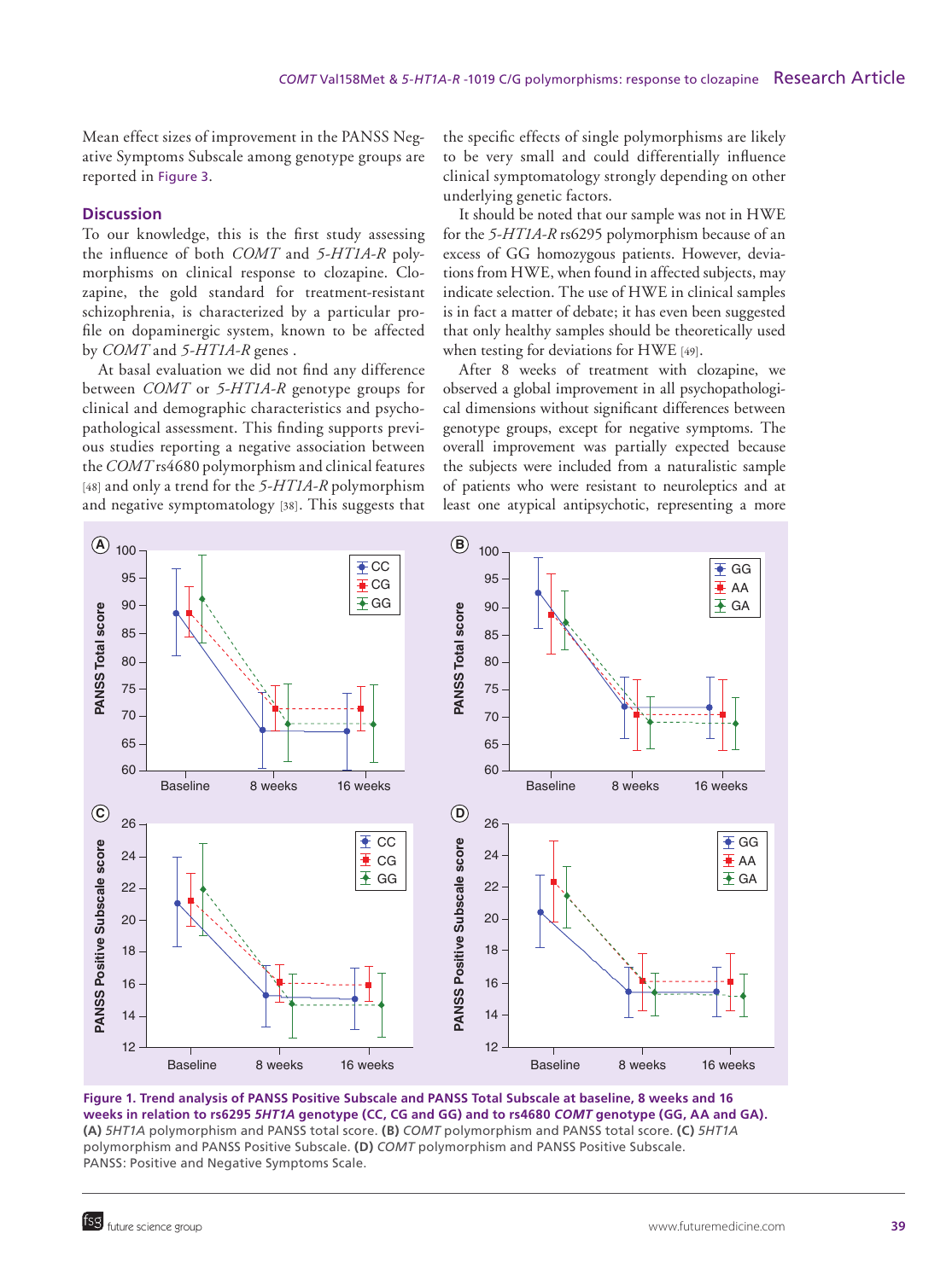Mean effect sizes of improvement in the PANSS Negative Symptoms Subscale among genotype groups are reported in Figure 3.

## Discussion

To our knowledge, this is the first study assessing the influence of both *COMT* and *5-HT1A-R* polymorphisms on clinical response to clozapine. Clozapine, the gold standard for treatment-resistant schizophrenia, is characterized by a particular profile on dopaminergic system, known to be affected by *COMT* and *5-HT1A-R* genes .

At basal evaluation we did not find any difference between *COMT* or *5-HT1A-R* genotype groups for clinical and demographic characteristics and psychopathological assessment. This finding supports previous studies reporting a negative association between the *COMT* rs4680 polymorphism and clinical features [48] and only a trend for the *5-HT1A-R* polymorphism and negative symptomatology [38]. This suggests that the specific effects of single polymorphisms are likely to be very small and could differentially influence clinical symptomatology strongly depending on other underlying genetic factors.

It should be noted that our sample was not in HWE for the *5-HT1A-R* rs6295 polymorphism because of an excess of GG homozygous patients. However, deviations from HWE, when found in affected subjects, may indicate selection. The use of HWE in clinical samples is in fact a matter of debate; it has even been suggested that only healthy samples should be theoretically used when testing for deviations for HWE [49].

After 8 weeks of treatment with clozapine, we observed a global improvement in all psychopathological dimensions without significant differences between genotype groups, except for negative symptoms. The overall improvement was partially expected because the subjects were included from a naturalistic sample of patients who were resistant to neuroleptics and at least one atypical antipsychotic, representing a more

**Figure 1. Trend analysis of PANSS Positive Subscale and PANSS Total Subscale at baseline, 8 weeks and 16 weeks in relation to rs6295 *5HT1A* genotype (CC, CG and GG) and to rs4680 *COMT* genotype (GG, AA and GA).**
**(A)** *5HT1A* polymorphism and PANSS total score. **(B)** *COMT* polymorphism and PANSS total score. **(C)** *5HT1A* polymorphism and PANSS Positive Subscale. **(D)** *COMT* polymorphism and PANSS Positive Subscale.
PANSS: Positive and Negative Symptoms Scale.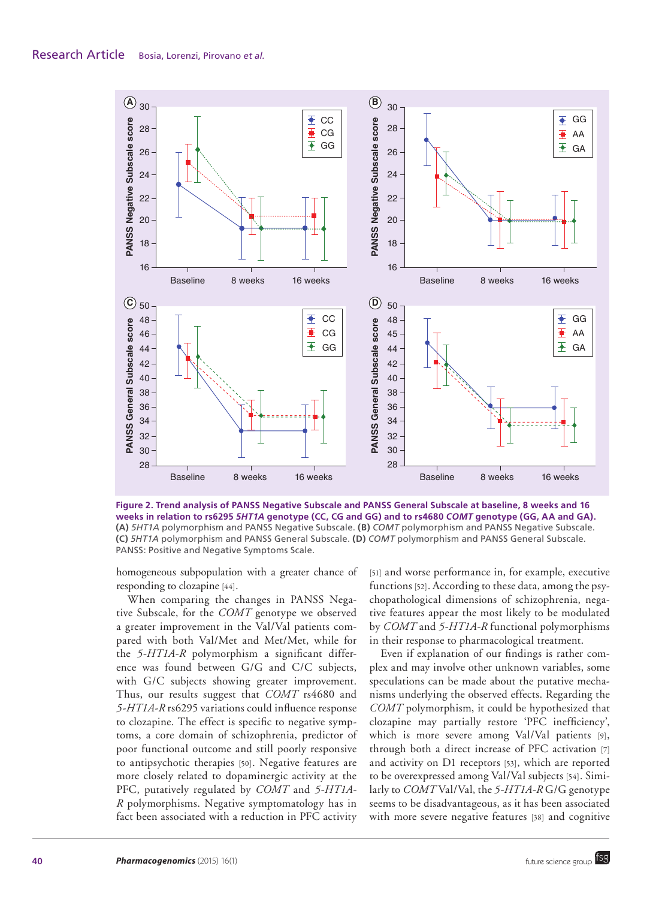**Figure 2. Trend analysis of PANSS Negative Subscale and PANSS General Subscale at baseline, 8 weeks and 16 weeks in relation to rs6295 *5HT1A* genotype (CC, CG and GG) and to rs4680 *COMT* genotype (GG, AA and GA).** **(A)** *5HT1A* polymorphism and PANSS Negative Subscale. **(B)** *COMT* polymorphism and PANSS Negative Subscale. **(C)** *5HT1A* polymorphism and PANSS General Subscale. **(D)** *COMT* polymorphism and PANSS General Subscale.
PANSS: Positive and Negative Symptoms Scale.

homogeneous subpopulation with a greater chance of responding to clozapine [44].

When comparing the changes in PANSS Negative Subscale, for the *COMT* genotype we observed a greater improvement in the Val/Val patients compared with both Val/Met and Met/Met, while for the *5-HT1A-R* polymorphism a significant difference was found between G/G and C/C subjects, with G/C subjects showing greater improvement. Thus, our results suggest that *COMT* rs4680 and *5-HT1A-R* rs6295 variations could influence response to clozapine. The effect is specific to negative symptoms, a core domain of schizophrenia, predictor of poor functional outcome and still poorly responsive to antipsychotic therapies [50]. Negative features are more closely related to dopaminergic activity at the PFC, putatively regulated by *COMT* and *5-HT1A-R* polymorphisms. Negative symptomatology has in fact been associated with a reduction in PFC activity [51] and worse performance in, for example, executive functions [52]. According to these data, among the psychopathological dimensions of schizophrenia, negative features appear the most likely to be modulated by *COMT* and *5-HT1A-R* functional polymorphisms in their response to pharmacological treatment.

Even if explanation of our findings is rather complex and may involve other unknown variables, some speculations can be made about the putative mechanisms underlying the observed effects. Regarding the *COMT* polymorphism, it could be hypothesized that clozapine may partially restore 'PFC inefficiency', which is more severe among Val/Val patients [9], through both a direct increase of PFC activation [7] and activity on D1 receptors [53], which are reported to be overexpressed among Val/Val subjects [54]. Similarly to *COMT* Val/Val, the *5-HT1A-R* G/G genotype seems to be disadvantageous, as it has been associated with more severe negative features [38] and cognitive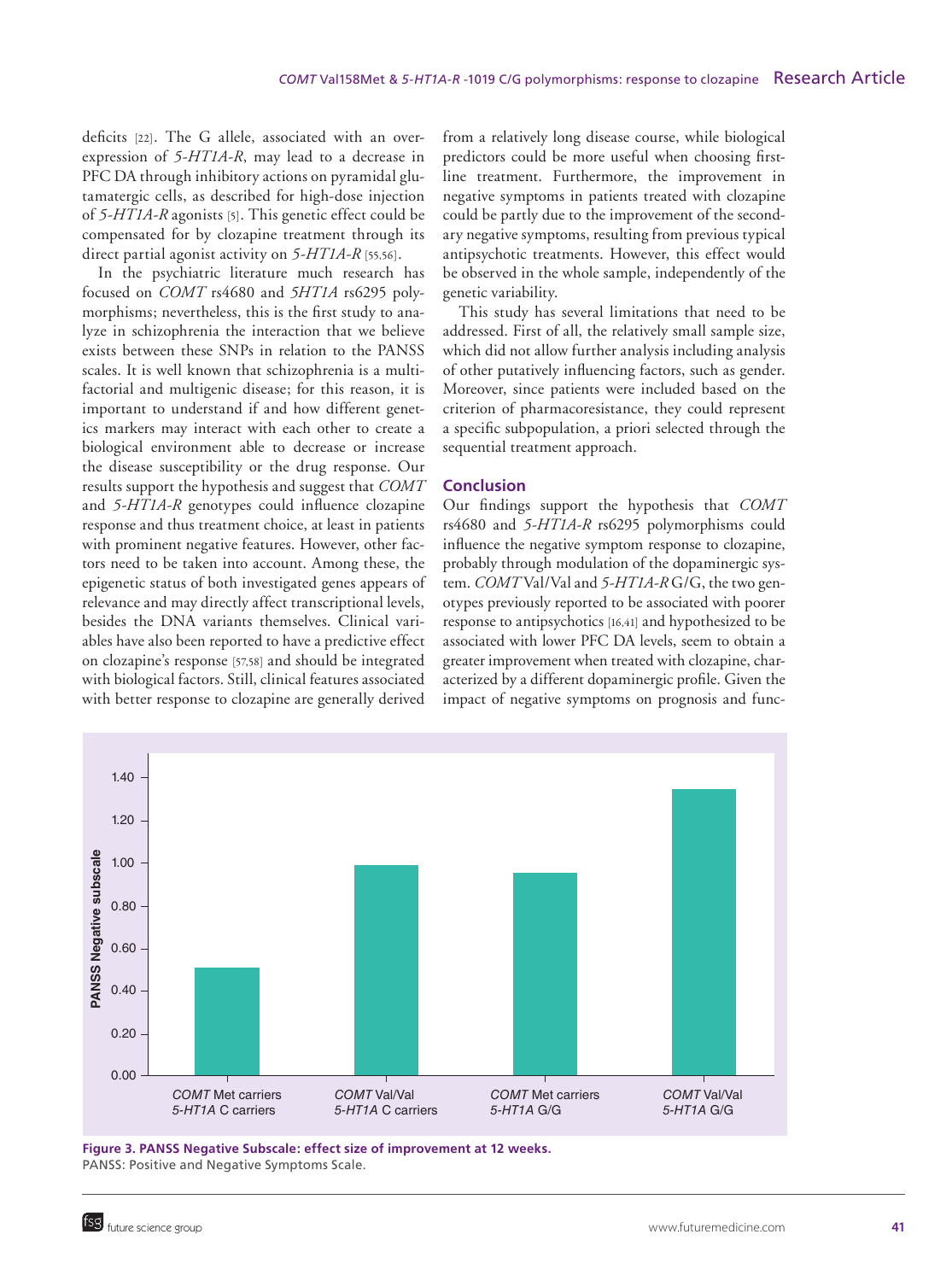deficits [22]. The G allele, associated with an overexpression of *5-HT1A-R*, may lead to a decrease in PFC DA through inhibitory actions on pyramidal glutamatergic cells, as described for high-dose injection of *5-HT1A-R* agonists [5]. This genetic effect could be compensated for by clozapine treatment through its direct partial agonist activity on *5-HT1A-R* [55,56].

In the psychiatric literature much research has focused on *COMT* rs4680 and *5HT1A* rs6295 polymorphisms; nevertheless, this is the first study to analyze in schizophrenia the interaction that we believe exists between these SNPs in relation to the PANSS scales. It is well known that schizophrenia is a multifactorial and multigenic disease; for this reason, it is important to understand if and how different genetics markers may interact with each other to create a biological environment able to decrease or increase the disease susceptibility or the drug response. Our results support the hypothesis and suggest that *COMT* and *5-HT1A-R* genotypes could influence clozapine response and thus treatment choice, at least in patients with prominent negative features. However, other factors need to be taken into account. Among these, the epigenetic status of both investigated genes appears of relevance and may directly affect transcriptional levels, besides the DNA variants themselves. Clinical variables have also been reported to have a predictive effect on clozapine's response [57,58] and should be integrated with biological factors. Still, clinical features associated with better response to clozapine are generally derived from a relatively long disease course, while biological predictors could be more useful when choosing first-line treatment. Furthermore, the improvement in negative symptoms in patients treated with clozapine could be partly due to the improvement of the secondary negative symptoms, resulting from previous typical antipsychotic treatments. However, this effect would be observed in the whole sample, independently of the genetic variability.

This study has several limitations that need to be addressed. First of all, the relatively small sample size, which did not allow further analysis including analysis of other putatively influencing factors, such as gender. Moreover, since patients were included based on the criterion of pharmacoresistance, they could represent a specific subpopulation, a priori selected through the sequential treatment approach.

## Conclusion

Our findings support the hypothesis that *COMT* rs4680 and *5-HT1A-R* rs6295 polymorphisms could influence the negative symptom response to clozapine, probably through modulation of the dopaminergic system. *COMT* Val/Val and *5-HT1A-R* G/G, the two genotypes previously reported to be associated with poorer response to antipsychotics [16,41] and hypothesized to be associated with lower PFC DA levels, seem to obtain a greater improvement when treated with clozapine, characterized by a different dopaminergic profile. Given the impact of negative symptoms on prognosis and func-

**Figure 3. PANSS Negative Subscale: effect size of improvement at 12 weeks.**
PANSS: Positive and Negative Symptoms Scale.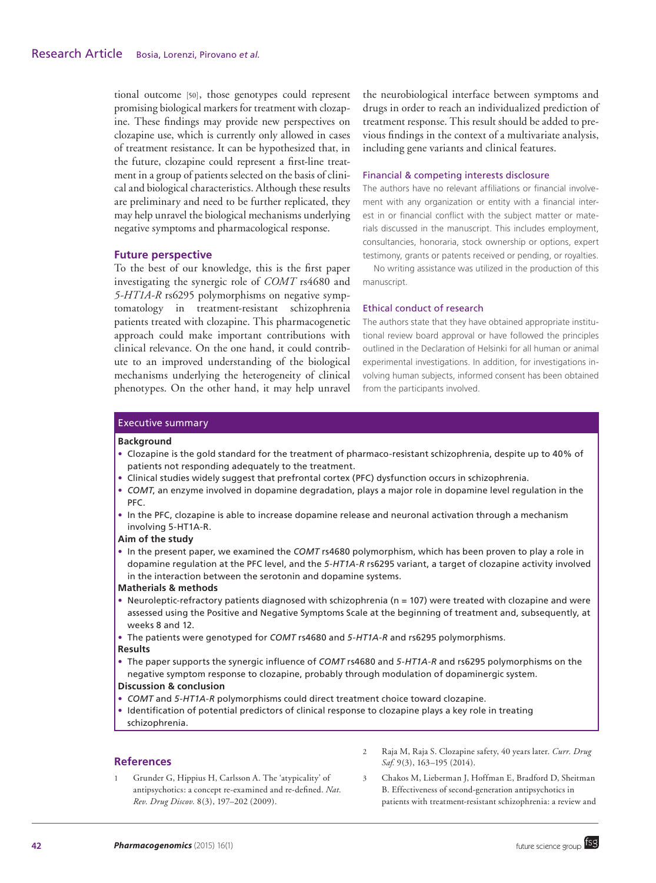tional outcome [50], those genotypes could represent promising biological markers for treatment with clozapine. These findings may provide new perspectives on clozapine use, which is currently only allowed in cases of treatment resistance. It can be hypothesized that, in the future, clozapine could represent a first-line treatment in a group of patients selected on the basis of clinical and biological characteristics. Although these results are preliminary and need to be further replicated, they may help unravel the biological mechanisms underlying negative symptoms and pharmacological response.

## Future perspective

To the best of our knowledge, this is the first paper investigating the synergic role of *COMT* rs4680 and *5-HT1A-R* rs6295 polymorphisms on negative symptomatology in treatment-resistant schizophrenia patients treated with clozapine. This pharmacogenetic approach could make important contributions with clinical relevance. On the one hand, it could contribute to an improved understanding of the biological mechanisms underlying the heterogeneity of clinical phenotypes. On the other hand, it may help unravel the neurobiological interface between symptoms and drugs in order to reach an individualized prediction of treatment response. This result should be added to previous findings in the context of a multivariate analysis, including gene variants and clinical features.

### Financial & competing interests disclosure

The authors have no relevant affiliations or financial involvement with any organization or entity with a financial interest in or financial conflict with the subject matter or materials discussed in the manuscript. This includes employment, consultancies, honoraria, stock ownership or options, expert testimony, grants or patents received or pending, or royalties.

No writing assistance was utilized in the production of this manuscript.

### Ethical conduct of research

The authors state that they have obtained appropriate institutional review board approval or have followed the principles outlined in the Declaration of Helsinki for all human or animal experimental investigations. In addition, for investigations involving human subjects, informed consent has been obtained from the participants involved.

## Executive summary

**Background**

- Clozapine is the gold standard for the treatment of pharmaco-resistant schizophrenia, despite up to 40% of patients not responding adequately to the treatment.
- Clinical studies widely suggest that prefrontal cortex (PFC) dysfunction occurs in schizophrenia.
- *COMT*, an enzyme involved in dopamine degradation, plays a major role in dopamine level regulation in the PFC.
- In the PFC, clozapine is able to increase dopamine release and neuronal activation through a mechanism involving 5-HT1A-R.

**Aim of the study**

- In the present paper, we examined the *COMT* rs4680 polymorphism, which has been proven to play a role in dopamine regulation at the PFC level, and the *5-HT1A-R* rs6295 variant, a target of clozapine activity involved in the interaction between the serotonin and dopamine systems.

**Matherials & methods**

- Neuroleptic-refractory patients diagnosed with schizophrenia (n = 107) were treated with clozapine and were assessed using the Positive and Negative Symptoms Scale at the beginning of treatment and, subsequently, at weeks 8 and 12.
- The patients were genotyped for *COMT* rs4680 and *5-HT1A-R* and rs6295 polymorphisms.

**Results**

- The paper supports the synergic influence of *COMT* rs4680 and *5-HT1A-R* and rs6295 polymorphisms on the negative symptom response to clozapine, probably through modulation of dopaminergic system.

**Discussion & conclusion**

- *COMT* and *5-HT1A-R* polymorphisms could direct treatment choice toward clozapine.
- Identification of potential predictors of clinical response to clozapine plays a key role in treating schizophrenia.

## References

1. Grunder G, Hippius H, Carlsson A. The 'atypicality' of antipsychotics: a concept re-examined and re-defined. *Nat. Rev. Drug Discov.* 8(3), 197–202 (2009).
2. Raja M, Raja S. Clozapine safety, 40 years later. *Curr. Drug Saf.* 9(3), 163–195 (2014).
3. Chakos M, Lieberman J, Hoffman E, Bradford D, Sheitman B. Effectiveness of second-generation antipsychotics in patients with treatment-resistant schizophrenia: a review and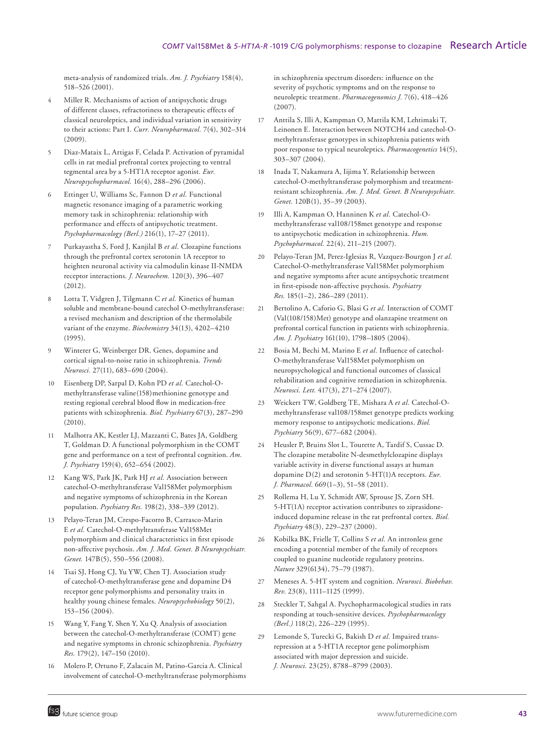meta-analysis of randomized trials. *Am. J. Psychiatry* 158(4), 518–526 (2001).

4 Miller R. Mechanisms of action of antipsychotic drugs of different classes, refractoriness to therapeutic effects of classical neuroleptics, and individual variation in sensitivity to their actions: Part I. *Curr. Neuropharmacol.* 7(4), 302–314 (2009).

5 Diaz-Mataix L, Artigas F, Celada P. Activation of pyramidal cells in rat medial prefrontal cortex projecting to ventral tegmental area by a 5-HT1A receptor agonist. *Eur. Neuropsychopharmacol.* 16(4), 288–296 (2006).

6 Ettinger U, Williams Sc, Fannon D *et al.* Functional magnetic resonance imaging of a parametric working memory task in schizophrenia: relationship with performance and effects of antipsychotic treatment. *Psychopharmacology (Berl.)* 216(1), 17–27 (2011).

7 Purkayastha S, Ford J, Kanjilal B *et al.* Clozapine functions through the prefrontal cortex serotonin 1A receptor to heighten neuronal activity via calmodulin kinase II-NMDA receptor interactions. *J. Neurochem.* 120(3), 396–407 (2012).

8 Lotta T, Vidgren J, Tilgmann C *et al.* Kinetics of human soluble and membrane-bound catechol O-methyltransferase: a revised mechanism and description of the thermolabile variant of the enzyme. *Biochemistry* 34(13), 4202–4210 (1995).

9 Winterer G, Weinberger DR. Genes, dopamine and cortical signal-to-noise ratio in schizophrenia. *Trends Neurosci.* 27(11), 683–690 (2004).

10 Eisenberg DP, Sarpal D, Kohn PD *et al.* Catechol-O-methyltransferase valine(158)methionine genotype and resting regional cerebral blood flow in medication-free patients with schizophrenia. *Biol. Psychiatry* 67(3), 287–290 (2010).

11 Malhotra AK, Kestler LJ, Mazzanti C, Bates JA, Goldberg T, Goldman D. A functional polymorphism in the COMT gene and performance on a test of prefrontal cognition. *Am. J. Psychiatry* 159(4), 652–654 (2002).

12 Kang WS, Park JK, Park HJ *et al.* Association between catechol-O-methyltransferase Val158Met polymorphism and negative symptoms of schizophrenia in the Korean population. *Psychiatry Res.* 198(2), 338–339 (2012).

13 Pelayo-Teran JM, Crespo-Facorro B, Carrasco-Marin E *et al.* Catechol-O-methyltransferase Val158Met polymorphism and clinical characteristics in first episode non-affective psychosis. *Am. J. Med. Genet. B Neuropsychiatr. Genet.* 147B(5), 550–556 (2008).

14 Tsai SJ, Hong CJ, Yu YW, Chen TJ. Association study of catechol-O-methyltransferase gene and dopamine D4 receptor gene polymorphisms and personality traits in healthy young chinese females. *Neuropsychobiology* 50(2), 153–156 (2004).

15 Wang Y, Fang Y, Shen Y, Xu Q. Analysis of association between the catechol-O-methyltransferase (COMT) gene and negative symptoms in chronic schizophrenia. *Psychiatry Res.* 179(2), 147–150 (2010).

16 Molero P, Ortuno F, Zalacain M, Patino-Garcia A. Clinical involvement of catechol-O-methyltransferase polymorphisms in schizophrenia spectrum disorders: influence on the severity of psychotic symptoms and on the response to neuroleptic treatment. *Pharmacogenomics J.* 7(6), 418–426 (2007).

17 Anttila S, Illi A, Kampman O, Mattila KM, Lehtimaki T, Leinonen E. Interaction between NOTCH4 and catechol-O-methyltransferase genotypes in schizophrenia patients with poor response to typical neuroleptics. *Pharmacogenetics* 14(5), 303–307 (2004).

18 Inada T, Nakamura A, Iijima Y. Relationship between catechol-O-methyltransferase polymorphism and treatment-resistant schizophrenia. *Am. J. Med. Genet. B Neuropsychiatr. Genet.* 120B(1), 35–39 (2003).

19 Illi A, Kampman O, Hanninen K *et al.* Catechol-O-methyltransferase val108/158met genotype and response to antipsychotic medication in schizophrenia. *Hum. Psychopharmacol.* 22(4), 211–215 (2007).

20 Pelayo-Teran JM, Perez-Iglesias R, Vazquez-Bourgon J *et al.* Catechol-O-methyltransferase Val158Met polymorphism and negative symptoms after acute antipsychotic treatment in first-episode non-affective psychosis. *Psychiatry Res.* 185(1–2), 286–289 (2011).

21 Bertolino A, Caforio G, Blasi G *et al.* Interaction of COMT (Val(108/158)Met) genotype and olanzapine treatment on prefrontal cortical function in patients with schizophrenia. *Am. J. Psychiatry* 161(10), 1798–1805 (2004).

22 Bosia M, Bechi M, Marino E *et al.* Influence of catechol-O-methyltransferase Val158Met polymorphism on neuropsychological and functional outcomes of classical rehabilitation and cognitive remediation in schizophrenia. *Neurosci. Lett.* 417(3), 271–274 (2007).

23 Weickert TW, Goldberg TE, Mishara A *et al.* Catechol-O-methyltransferase val108/158met genotype predicts working memory response to antipsychotic medications. *Biol. Psychiatry* 56(9), 677–682 (2004).

24 Heusler P, Bruins Slot L, Tourette A, Tardif S, Cussac D. The clozapine metabolite N-desmethylclozapine displays variable activity in diverse functional assays at human dopamine D(2) and serotonin 5-HT(1)A receptors. *Eur. J. Pharmacol.* 669(1–3), 51–58 (2011).

25 Rollema H, Lu Y, Schmidt AW, Sprouse JS, Zorn SH. 5-HT(1A) receptor activation contributes to ziprasidone-induced dopamine release in the rat prefrontal cortex. *Biol. Psychiatry* 48(3), 229–237 (2000).

26 Kobilka BK, Frielle T, Collins S *et al.* An intronless gene encoding a potential member of the family of receptors coupled to guanine nucleotide regulatory proteins. *Nature* 329(6134), 75–79 (1987).

27 Meneses A. 5-HT system and cognition. *Neurosci. Biobehav. Rev.* 23(8), 1111–1125 (1999).

28 Steckler T, Sahgal A. Psychopharmacological studies in rats responding at touch-sensitive devices. *Psychopharmacology (Berl.)* 118(2), 226–229 (1995).

29 Lemonde S, Turecki G, Bakish D *et al.* Impaired trans-repression at a 5-HT1A receptor gene polimorphism associated with major depression and suicide. *J. Neurosci.* 23(25), 8788–8799 (2003).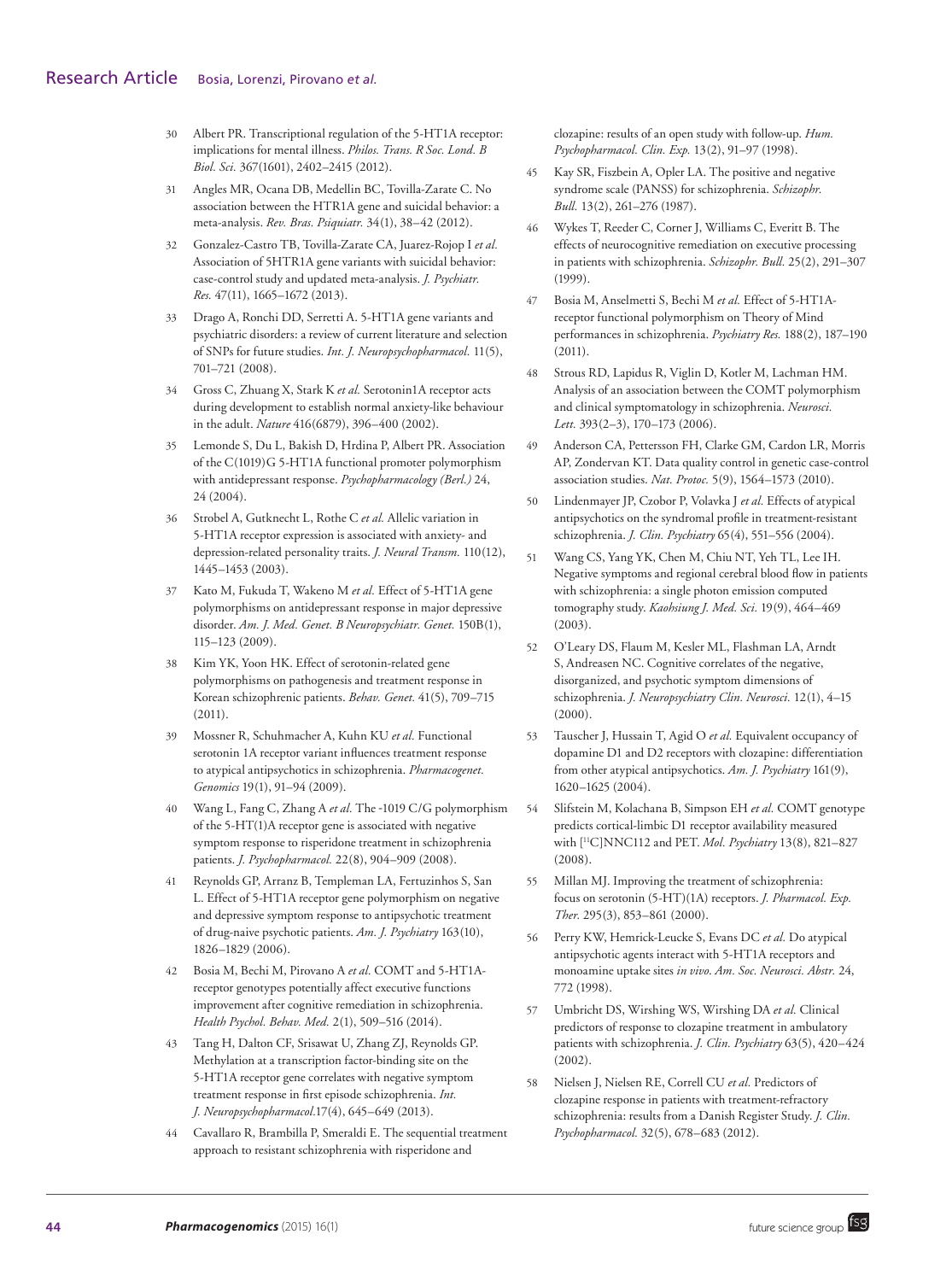30. Albert PR. Transcriptional regulation of the 5-HT1A receptor: implications for mental illness. *Philos. Trans. R Soc. Lond. B Biol. Sci.* 367(1601), 2402–2415 (2012).
31. Angles MR, Ocana DB, Medellin BC, Tovilla-Zarate C. No association between the HTR1A gene and suicidal behavior: a meta-analysis. *Rev. Bras. Psiquiatr.* 34(1), 38–42 (2012).
32. Gonzalez-Castro TB, Tovilla-Zarate CA, Juarez-Rojop I *et al.* Association of 5HTR1A gene variants with suicidal behavior: case-control study and updated meta-analysis. *J. Psychiatr. Res.* 47(11), 1665–1672 (2013).
33. Drago A, Ronchi DD, Serretti A. 5-HT1A gene variants and psychiatric disorders: a review of current literature and selection of SNPs for future studies. *Int. J. Neuropsychopharmacol.* 11(5), 701–721 (2008).
34. Gross C, Zhuang X, Stark K *et al.* Serotonin1A receptor acts during development to establish normal anxiety-like behaviour in the adult. *Nature* 416(6879), 396–400 (2002).
35. Lemonde S, Du L, Bakish D, Hrdina P, Albert PR. Association of the C(1019)G 5-HT1A functional promoter polymorphism with antidepressant response. *Psychopharmacology (Berl.)* 24, 24 (2004).
36. Strobel A, Gutknecht L, Rothe C *et al.* Allelic variation in 5-HT1A receptor expression is associated with anxiety- and depression-related personality traits. *J. Neural Transm.* 110(12), 1445–1453 (2003).
37. Kato M, Fukuda T, Wakeno M *et al.* Effect of 5-HT1A gene polymorphisms on antidepressant response in major depressive disorder. *Am. J. Med. Genet. B Neuropsychiatr. Genet.* 150B(1), 115–123 (2009).
38. Kim YK, Yoon HK. Effect of serotonin-related gene polymorphisms on pathogenesis and treatment response in Korean schizophrenic patients. *Behav. Genet.* 41(5), 709–715 (2011).
39. Mossner R, Schuhmacher A, Kuhn KU *et al.* Functional serotonin 1A receptor variant influences treatment response to atypical antipsychotics in schizophrenia. *Pharmacogenet. Genomics* 19(1), 91–94 (2009).
40. Wang L, Fang C, Zhang A *et al.* The -1019 C/G polymorphism of the 5-HT(1)A receptor gene is associated with negative symptom response to risperidone treatment in schizophrenia patients. *J. Psychopharmacol.* 22(8), 904–909 (2008).
41. Reynolds GP, Arranz B, Templeman LA, Fertuzinhos S, San L. Effect of 5-HT1A receptor gene polymorphism on negative and depressive symptom response to antipsychotic treatment of drug-naive psychotic patients. *Am. J. Psychiatry* 163(10), 1826–1829 (2006).
42. Bosia M, Bechi M, Pirovano A *et al.* COMT and 5-HT1A-receptor genotypes potentially affect executive functions improvement after cognitive remediation in schizophrenia. *Health Psychol. Behav. Med.* 2(1), 509–516 (2014).
43. Tang H, Dalton CF, Srisawat U, Zhang ZJ, Reynolds GP. Methylation at a transcription factor-binding site on the 5-HT1A receptor gene correlates with negative symptom treatment response in first episode schizophrenia. *Int. J. Neuropsychopharmacol.*17(4), 645–649 (2013).
44. Cavallaro R, Brambilla P, Smeraldi E. The sequential treatment approach to resistant schizophrenia with risperidone and clozapine: results of an open study with follow-up. *Hum. Psychopharmacol. Clin. Exp.* 13(2), 91–97 (1998).
45. Kay SR, Fiszbein A, Opler LA. The positive and negative syndrome scale (PANSS) for schizophrenia. *Schizophr. Bull.* 13(2), 261–276 (1987).
46. Wykes T, Reeder C, Corner J, Williams C, Everitt B. The effects of neurocognitive remediation on executive processing in patients with schizophrenia. *Schizophr. Bull.* 25(2), 291–307 (1999).
47. Bosia M, Anselmetti S, Bechi M *et al.* Effect of 5-HT1A-receptor functional polymorphism on Theory of Mind performances in schizophrenia. *Psychiatry Res.* 188(2), 187–190 (2011).
48. Strous RD, Lapidus R, Viglin D, Kotler M, Lachman HM. Analysis of an association between the COMT polymorphism and clinical symptomatology in schizophrenia. *Neurosci. Lett.* 393(2–3), 170–173 (2006).
49. Anderson CA, Pettersson FH, Clarke GM, Cardon LR, Morris AP, Zondervan KT. Data quality control in genetic case-control association studies. *Nat. Protoc.* 5(9), 1564–1573 (2010).
50. Lindenmayer JP, Czobor P, Volavka J *et al.* Effects of atypical antipsychotics on the syndromal profile in treatment-resistant schizophrenia. *J. Clin. Psychiatry* 65(4), 551–556 (2004).
51. Wang CS, Yang YK, Chen M, Chiu NT, Yeh TL, Lee IH. Negative symptoms and regional cerebral blood flow in patients with schizophrenia: a single photon emission computed tomography study. *Kaohsiung J. Med. Sci.* 19(9), 464–469 (2003).
52. O'Leary DS, Flaum M, Kesler ML, Flashman LA, Arndt S, Andreasen NC. Cognitive correlates of the negative, disorganized, and psychotic symptom dimensions of schizophrenia. *J. Neuropsychiatry Clin. Neurosci.* 12(1), 4–15 (2000).
53. Tauscher J, Hussain T, Agid O *et al.* Equivalent occupancy of dopamine D1 and D2 receptors with clozapine: differentiation from other atypical antipsychotics. *Am. J. Psychiatry* 161(9), 1620–1625 (2004).
54. Slifstein M, Kolachana B, Simpson EH *et al.* COMT genotype predicts cortical-limbic D1 receptor availability measured with [$^{11}$C]NNC112 and PET. *Mol. Psychiatry* 13(8), 821–827 (2008).
55. Millan MJ. Improving the treatment of schizophrenia: focus on serotonin (5-HT)(1A) receptors. *J. Pharmacol. Exp. Ther.* 295(3), 853–861 (2000).
56. Perry KW, Hemrick-Luecke S, Evans DC *et al.* Do atypical antipsychotic agents interact with 5-HT1A receptors and monoamine uptake sites *in vivo*. *Am. Soc. Neurosci. Abstr.* 24, 772 (1998).
57. Umbricht DS, Wirshing WS, Wirshing DA *et al.* Clinical predictors of response to clozapine treatment in ambulatory patients with schizophrenia. *J. Clin. Psychiatry* 63(5), 420–424 (2002).
58. Nielsen J, Nielsen RE, Correll CU *et al.* Predictors of clozapine response in patients with treatment-refractory schizophrenia: results from a Danish Register Study. *J. Clin. Psychopharmacol.* 32(5), 678–683 (2012).